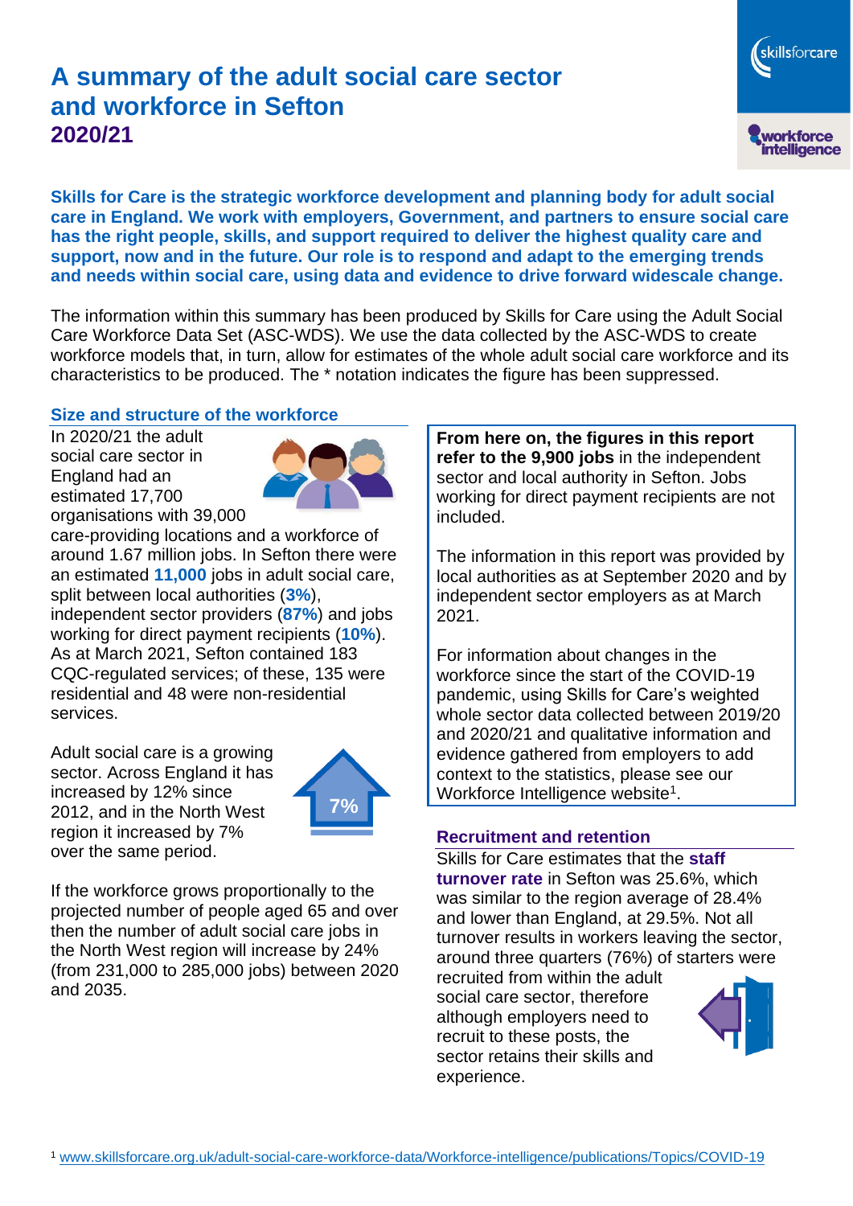# A summary of the adult social care sector and workforce in Sefton

## 2020/21

**Skills for Care is the strategic workforce development and planning body for adult social care in England. We work with employers, Government, and partners to ensure social care has the right people, skills, and support required to deliver the highest quality care and support, now and in the future. Our role is to respond and adapt to the emerging trends and needs within social care, using data and evidence to drive forward widescale change.**

The information within this summary has been produced by Skills for Care using the Adult Social Care Workforce Data Set (ASC-WDS). We use the data collected by the ASC-WDS to create workforce models that, in turn, allow for estimates of the whole adult social care workforce and its characteristics to be produced. The * notation indicates the figure has been suppressed.

### Size and structure of the workforce

In 2020/21 the adult social care sector in England had an estimated 17,700 organisations with 39,000 care-providing locations and a workforce of around 1.67 million jobs. In Sefton there were an estimated **11,000** jobs in adult social care, split between local authorities (**3%**), independent sector providers (**87%**) and jobs working for direct payment recipients (**10%**). As at March 2021, Sefton contained 183 CQC-regulated services; of these, 135 were residential and 48 were non-residential services.

Adult social care is a growing sector. Across England it has increased by 12% since 2012, and in the North West region it increased by 7% over the same period.

7%

If the workforce grows proportionally to the projected number of people aged 65 and over then the number of adult social care jobs in the North West region will increase by 24% (from 231,000 to 285,000 jobs) between 2020 and 2035.

**From here on, the figures in this report refer to the 9,900 jobs** in the independent sector and local authority in Sefton. Jobs working for direct payment recipients are not included.

The information in this report was provided by local authorities as at September 2020 and by independent sector employers as at March 2021.

For information about changes in the workforce since the start of the COVID-19 pandemic, using Skills for Care's weighted whole sector data collected between 2019/20 and 2020/21 and qualitative information and evidence gathered from employers to add context to the statistics, please see our Workforce Intelligence website[1].

### Recruitment and retention

Skills for Care estimates that the **staff turnover rate** in Sefton was 25.6%, which was similar to the region average of 28.4% and lower than England, at 29.5%. Not all turnover results in workers leaving the sector, around three quarters (76%) of starters were recruited from within the adult social care sector, therefore although employers need to recruit to these posts, the sector retains their skills and experience.

[1] www.skillsforcare.org.uk/adult-social-care-workforce-data/Workforce-intelligence/publications/Topics/COVID-19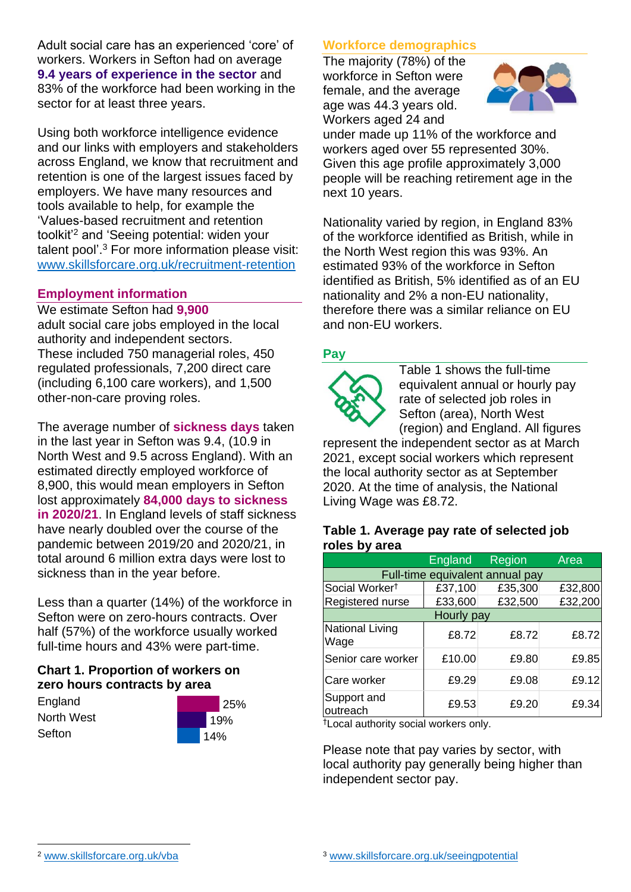Adult social care has an experienced 'core' of workers. Workers in Sefton had on average **9.4 years of experience in the sector** and 83% of the workforce had been working in the sector for at least three years.

Using both workforce intelligence evidence and our links with employers and stakeholders across England, we know that recruitment and retention is one of the largest issues faced by employers. We have many resources and tools available to help, for example the 'Values-based recruitment and retention toolkit'[2] and 'Seeing potential: widen your talent pool'.[3] For more information please visit: www.skillsforcare.org.uk/recruitment-retention

## Employment information

We estimate Sefton had **9,900** adult social care jobs employed in the local authority and independent sectors. These included 750 managerial roles, 450 regulated professionals, 7,200 direct care (including 6,100 care workers), and 1,500 other-non-care proving roles.

The average number of **sickness days** taken in the last year in Sefton was 9.4, (10.9 in North West and 9.5 across England). With an estimated directly employed workforce of 8,900, this would mean employers in Sefton lost approximately **84,000 days to sickness in 2020/21**. In England levels of staff sickness have nearly doubled over the course of the pandemic between 2019/20 and 2020/21, in total around 6 million extra days were lost to sickness than in the year before.

Less than a quarter (14%) of the workforce in Sefton were on zero-hours contracts. Over half (57%) of the workforce usually worked full-time hours and 43% were part-time.

### Chart 1. Proportion of workers on zero hours contracts by area

| Area | Proportion |
|---|---|
| England | 25% |
| North West | 19% |
| Sefton | 14% |

## Workforce demographics

The majority (78%) of the workforce in Sefton were female, and the average age was 44.3 years old. Workers aged 24 and under made up 11% of the workforce and workers aged over 55 represented 30%. Given this age profile approximately 3,000 people will be reaching retirement age in the next 10 years.

Nationality varied by region, in England 83% of the workforce identified as British, while in the North West region this was 93%. An estimated 93% of the workforce in Sefton identified as British, 5% identified as of an EU nationality and 2% a non-EU nationality, therefore there was a similar reliance on EU and non-EU workers.

## Pay

Table 1 shows the full-time equivalent annual or hourly pay rate of selected job roles in Sefton (area), North West (region) and England. All figures represent the independent sector as at March 2021, except social workers which represent the local authority sector as at September 2020. At the time of analysis, the National Living Wage was £8.72.

### Table 1. Average pay rate of selected job roles by area

| | England | Region | Area |
|---|---|---|---|
| **Full-time equivalent annual pay** | | | |
| Social Worker† | £37,100 | £35,300 | £32,800 |
| Registered nurse | £33,600 | £32,500 | £32,200 |
| **Hourly pay** | | | |
| National Living Wage | £8.72 | £8.72 | £8.72 |
| Senior care worker | £10.00 | £9.80 | £9.85 |
| Care worker | £9.29 | £9.08 | £9.12 |
| Support and outreach | £9.53 | £9.20 | £9.34 |

†Local authority social workers only.

Please note that pay varies by sector, with local authority pay generally being higher than independent sector pay.

[2] www.skillsforcare.org.uk/vba

[3] www.skillsforcare.org.uk/seeingpotential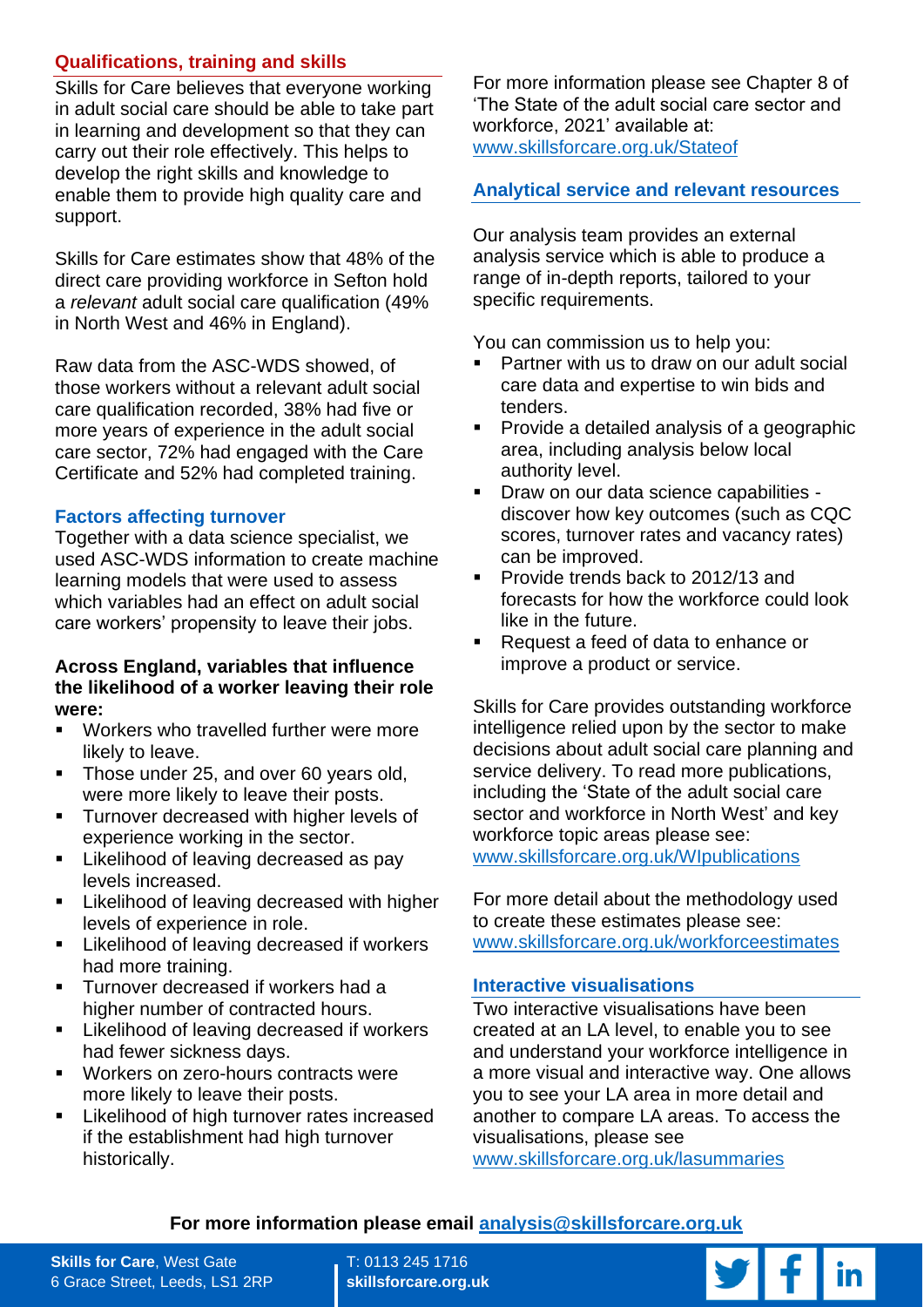## Qualifications, training and skills

Skills for Care believes that everyone working in adult social care should be able to take part in learning and development so that they can carry out their role effectively. This helps to develop the right skills and knowledge to enable them to provide high quality care and support.

Skills for Care estimates show that 48% of the direct care providing workforce in Sefton hold a *relevant* adult social care qualification (49% in North West and 46% in England).

Raw data from the ASC-WDS showed, of those workers without a relevant adult social care qualification recorded, 38% had five or more years of experience in the adult social care sector, 72% had engaged with the Care Certificate and 52% had completed training.

## Factors affecting turnover

Together with a data science specialist, we used ASC-WDS information to create machine learning models that were used to assess which variables had an effect on adult social care workers' propensity to leave their jobs.

**Across England, variables that influence the likelihood of a worker leaving their role were:**

- Workers who travelled further were more likely to leave.
- Those under 25, and over 60 years old, were more likely to leave their posts.
- Turnover decreased with higher levels of experience working in the sector.
- Likelihood of leaving decreased as pay levels increased.
- Likelihood of leaving decreased with higher levels of experience in role.
- Likelihood of leaving decreased if workers had more training.
- Turnover decreased if workers had a higher number of contracted hours.
- Likelihood of leaving decreased if workers had fewer sickness days.
- Workers on zero-hours contracts were more likely to leave their posts.
- Likelihood of high turnover rates increased if the establishment had high turnover historically.

For more information please see Chapter 8 of 'The State of the adult social care sector and workforce, 2021' available at: www.skillsforcare.org.uk/Stateof

## Analytical service and relevant resources

Our analysis team provides an external analysis service which is able to produce a range of in-depth reports, tailored to your specific requirements.

You can commission us to help you:

- Partner with us to draw on our adult social care data and expertise to win bids and tenders.
- Provide a detailed analysis of a geographic area, including analysis below local authority level.
- Draw on our data science capabilities - discover how key outcomes (such as CQC scores, turnover rates and vacancy rates) can be improved.
- Provide trends back to 2012/13 and forecasts for how the workforce could look like in the future.
- Request a feed of data to enhance or improve a product or service.

Skills for Care provides outstanding workforce intelligence relied upon by the sector to make decisions about adult social care planning and service delivery. To read more publications, including the 'State of the adult social care sector and workforce in North West' and key workforce topic areas please see: www.skillsforcare.org.uk/WIpublications

For more detail about the methodology used to create these estimates please see: www.skillsforcare.org.uk/workforceestimates

## Interactive visualisations

Two interactive visualisations have been created at an LA level, to enable you to see and understand your workforce intelligence in a more visual and interactive way. One allows you to see your LA area in more detail and another to compare LA areas. To access the visualisations, please see www.skillsforcare.org.uk/lasummaries

**For more information please email analysis@skillsforcare.org.uk**

**Skills for Care**, West Gate
6 Grace Street, Leeds, LS1 2RP

T: 0113 245 1716
**skillsforcare.org.uk**